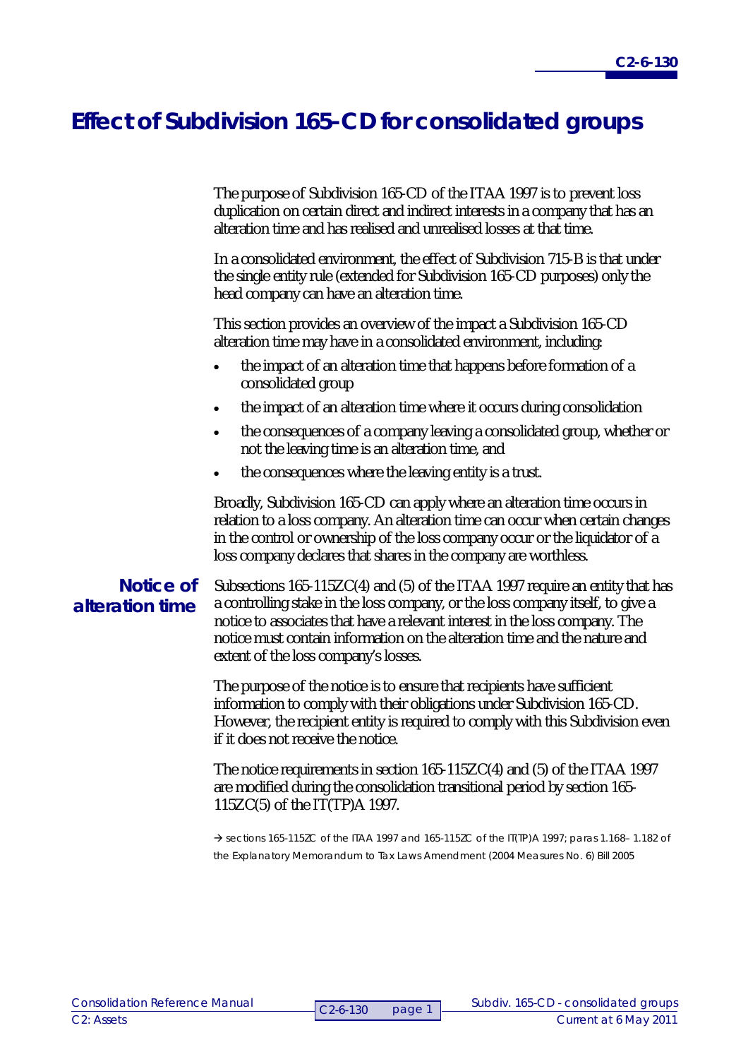# Effect of Subdivision 165-CD for consolidated groups

The purpose of Subdivision 165-CD of the ITAA 1997 is to prevent loss duplication on certain direct and indirect interests in a company that has an alteration time and has realised and unrealised losses at that time.

In a consolidated environment, the effect of Subdivision 715-B is that under the single entity rule (extended for Subdivision 165-CD purposes) only the head company can have an alteration time.

This section provides an overview of the impact a Subdivision 165-CD alteration time may have in a consolidated environment, including:

- the impact of an alteration time that happens before formation of a consolidated group
- the impact of an alteration time where it occurs during consolidation
- the consequences of a company leaving a consolidated group, whether or not the leaving time is an alteration time, and
- the consequences where the leaving entity is a trust.

Broadly, Subdivision 165-CD can apply where an alteration time occurs in relation to a loss company. An alteration time can occur when certain changes in the control or ownership of the loss company occur or the liquidator of a loss company declares that shares in the company are worthless.

## Notice of alteration time

Subsections 165-115ZC(4) and (5) of the ITAA 1997 require an entity that has a controlling stake in the loss company, or the loss company itself, to give a notice to associates that have a relevant interest in the loss company. The notice must contain information on the alteration time and the nature and extent of the loss company's losses.

The purpose of the notice is to ensure that recipients have sufficient information to comply with their obligations under Subdivision 165-CD. However, the recipient entity is required to comply with this Subdivision even if it does not receive the notice.

The notice requirements in section 165-115ZC(4) and (5) of the ITAA 1997 are modified during the consolidation transitional period by section 165-115ZC(5) of the IT(TP)A 1997.

→ sections 165-115ZC of the ITAA 1997 and 165-115ZC of the IT(TP)A 1997; paras 1.168– 1.182 of the Explanatory Memorandum to Tax Laws Amendment (2004 Measures No. 6) Bill 2005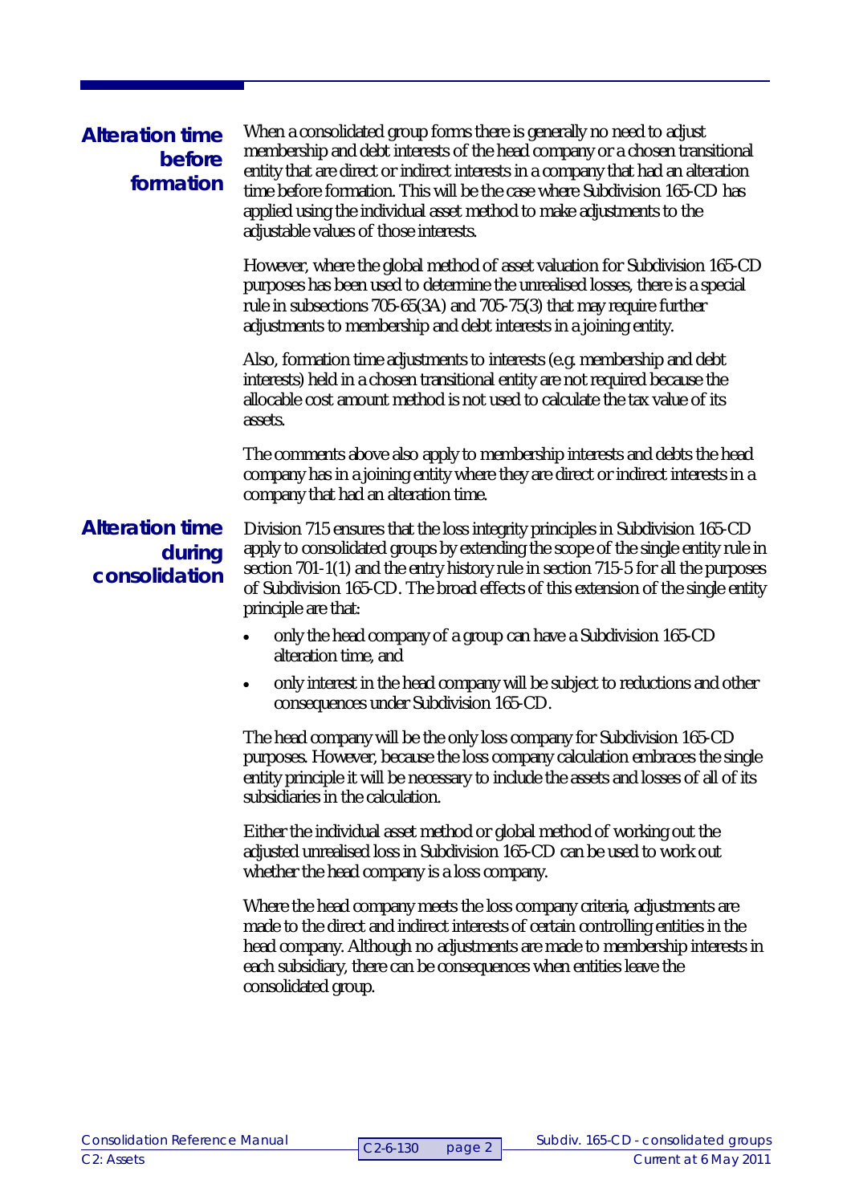## Alteration time before formation

When a consolidated group forms there is generally no need to adjust membership and debt interests of the head company or a chosen transitional entity that are direct or indirect interests in a company that had an alteration time before formation. This will be the case where Subdivision 165-CD has applied using the individual asset method to make adjustments to the adjustable values of those interests.

However, where the global method of asset valuation for Subdivision 165-CD purposes has been used to determine the unrealised losses, there is a special rule in subsections 705-65(3A) and 705-75(3) that may require further adjustments to membership and debt interests in a joining entity.

Also, formation time adjustments to interests (e.g. membership and debt interests) held in a chosen transitional entity are not required because the allocable cost amount method is not used to calculate the tax value of its assets.

The comments above also apply to membership interests and debts the head company has in a joining entity where they are direct or indirect interests in a company that had an alteration time.

## Alteration time during consolidation

Division 715 ensures that the loss integrity principles in Subdivision 165-CD apply to consolidated groups by extending the scope of the single entity rule in section 701-1(1) and the entry history rule in section 715-5 for all the purposes of Subdivision 165-CD. The broad effects of this extension of the single entity principle are that:

- only the head company of a group can have a Subdivision 165-CD alteration time, and
- only interest in the head company will be subject to reductions and other consequences under Subdivision 165-CD.

The head company will be the only loss company for Subdivision 165-CD purposes. However, because the loss company calculation embraces the single entity principle it will be necessary to include the assets and losses of all of its subsidiaries in the calculation.

Either the individual asset method or global method of working out the adjusted unrealised loss in Subdivision 165-CD can be used to work out whether the head company is a loss company.

Where the head company meets the loss company criteria, adjustments are made to the direct and indirect interests of certain controlling entities in the head company. Although no adjustments are made to membership interests in each subsidiary, there can be consequences when entities leave the consolidated group.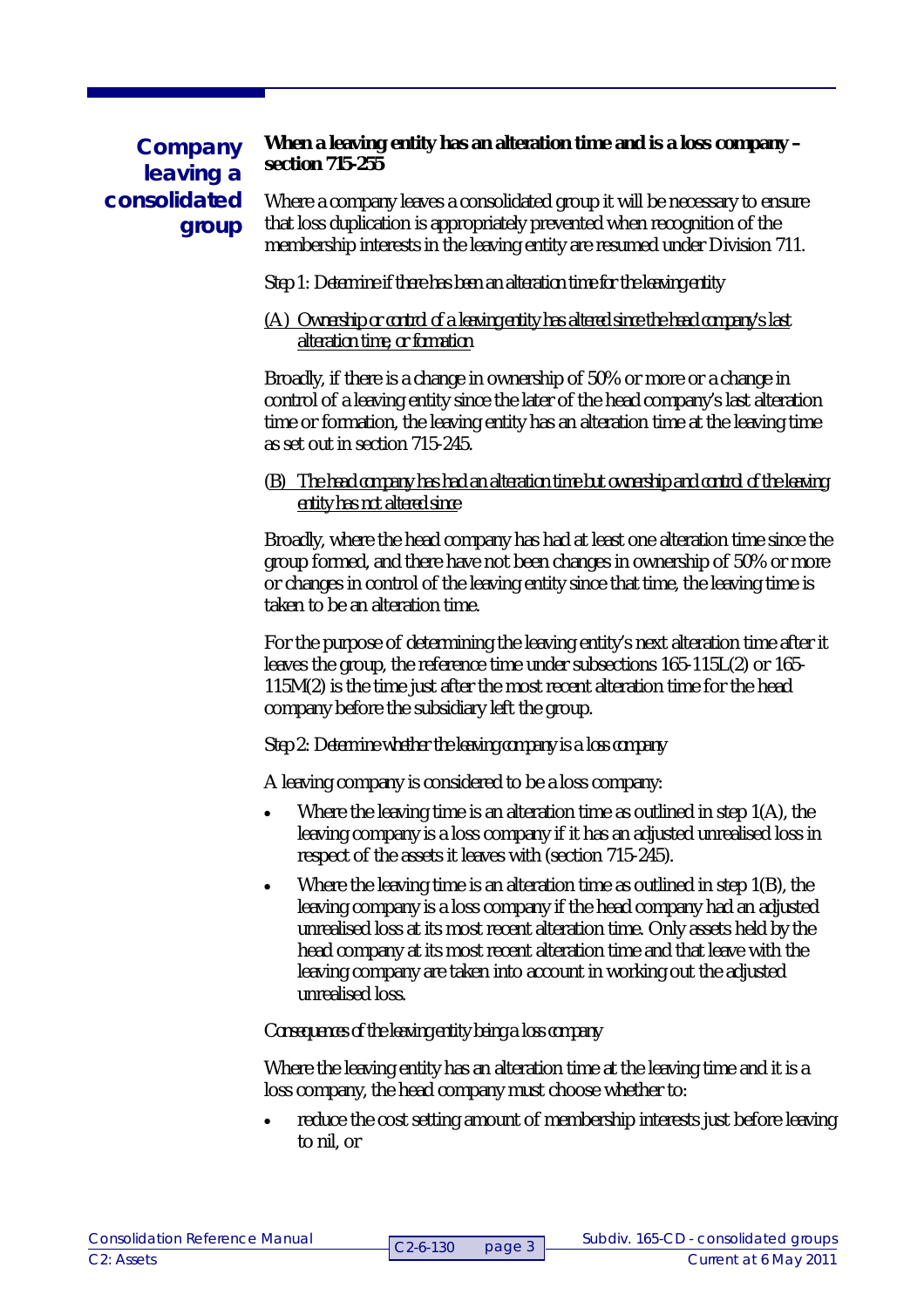## Company leaving a consolidated group

**When a leaving entity has an alteration time and is a loss company – section 715-255**

Where a company leaves a consolidated group it will be necessary to ensure that loss duplication is appropriately prevented when recognition of the membership interests in the leaving entity are resumed under Division 711.

*Step 1: Determine if there has been an alteration time for the leaving entity*

*(A) Ownership or control of a leaving entity has altered since the head company's last alteration time, or formation*

Broadly, if there is a change in ownership of 50% or more or a change in control of a leaving entity since the later of the head company's last alteration time or formation, the leaving entity has an alteration time at the leaving time as set out in section 715-245.

*(B) The head company has had an alteration time but ownership and control of the leaving entity has not altered since*

Broadly, where the head company has had at least one alteration time since the group formed, and there have not been changes in ownership of 50% or more or changes in control of the leaving entity since that time, the leaving time is taken to be an alteration time.

For the purpose of determining the leaving entity's next alteration time after it leaves the group, the reference time under subsections 165-115L(2) or 165-115M(2) is the time just after the most recent alteration time for the head company before the subsidiary left the group.

*Step 2: Determine whether the leaving company is a loss company*

A leaving company is considered to be a loss company:

- Where the leaving time is an alteration time as outlined in step 1(A), the leaving company is a loss company if it has an adjusted unrealised loss in respect of the assets it leaves with (section 715-245).
- Where the leaving time is an alteration time as outlined in step 1(B), the leaving company is a loss company if the head company had an adjusted unrealised loss at its most recent alteration time. Only assets held by the head company at its most recent alteration time and that leave with the leaving company are taken into account in working out the adjusted unrealised loss.

*Consequences of the leaving entity being a loss company*

Where the leaving entity has an alteration time at the leaving time and it is a loss company, the head company must choose whether to:

- reduce the cost setting amount of membership interests just before leaving to nil, or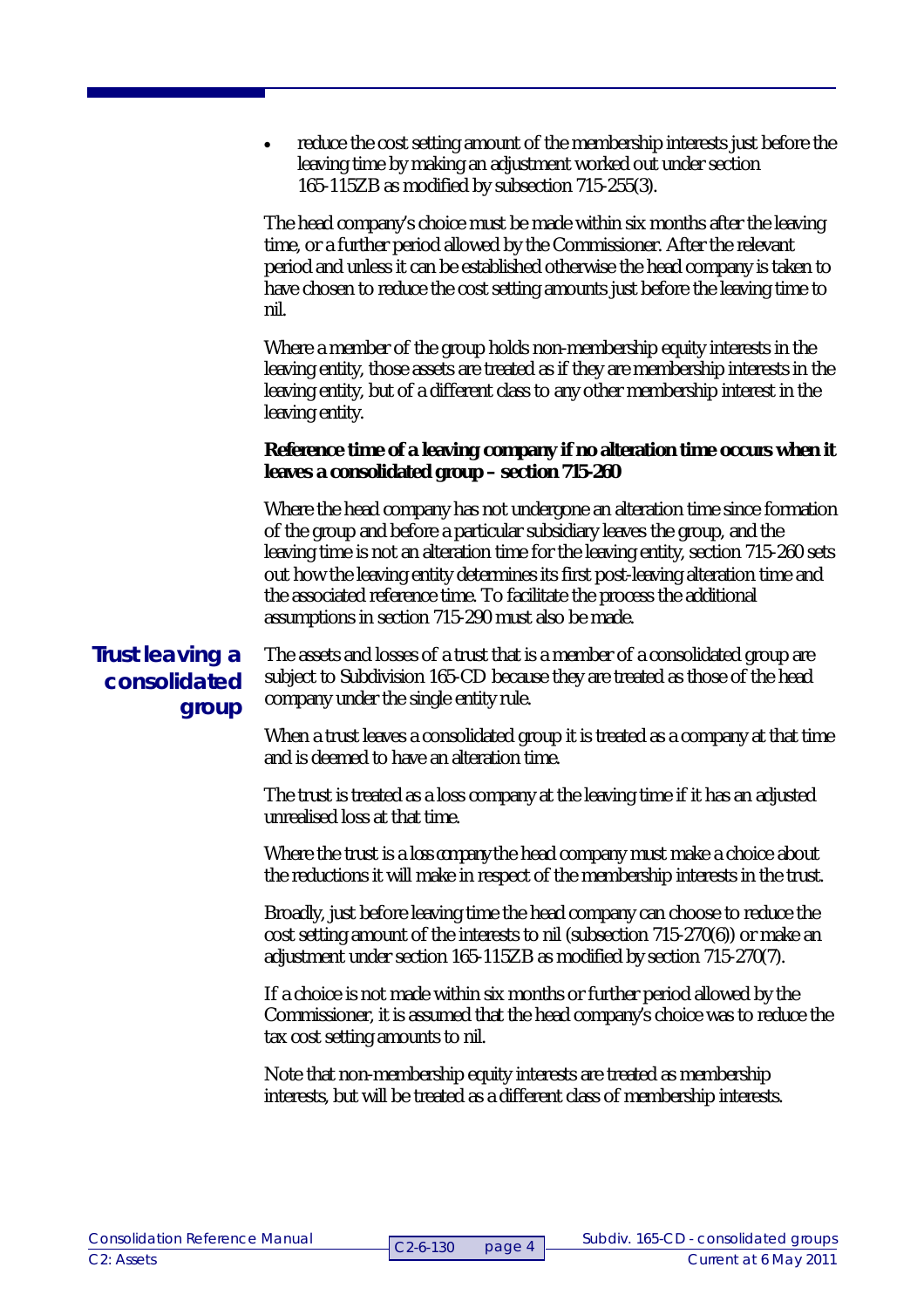- reduce the cost setting amount of the membership interests just before the leaving time by making an adjustment worked out under section 165-115ZB as modified by subsection 715-255(3).

The head company's choice must be made within six months after the leaving time, or a further period allowed by the Commissioner. After the relevant period and unless it can be established otherwise the head company is taken to have chosen to reduce the cost setting amounts just before the leaving time to nil.

Where a member of the group holds non-membership equity interests in the leaving entity, those assets are treated as if they are membership interests in the leaving entity, but of a different class to any other membership interest in the leaving entity.

**Reference time of a leaving company if no alteration time occurs when it leaves a consolidated group – section 715-260**

Where the head company has not undergone an alteration time since formation of the group and before a particular subsidiary leaves the group, and the leaving time is not an alteration time for the leaving entity, section 715-260 sets out how the leaving entity determines its first post-leaving alteration time and the associated reference time. To facilitate the process the additional assumptions in section 715-290 must also be made.

## Trust leaving a consolidated group

The assets and losses of a trust that is a member of a consolidated group are subject to Subdivision 165-CD because they are treated as those of the head company under the single entity rule.

When a trust leaves a consolidated group it is treated as a company at that time and is deemed to have an alteration time.

The trust is treated as a loss company at the leaving time if it has an adjusted unrealised loss at that time.

Where the trust is a *loss company* the head company must make a choice about the reductions it will make in respect of the membership interests in the trust.

Broadly, just before leaving time the head company can choose to reduce the cost setting amount of the interests to nil (subsection 715-270(6)) or make an adjustment under section 165-115ZB as modified by section 715-270(7).

If a choice is not made within six months or further period allowed by the Commissioner, it is assumed that the head company's choice was to reduce the tax cost setting amounts to nil.

Note that non-membership equity interests are treated as membership interests, but will be treated as a different class of membership interests.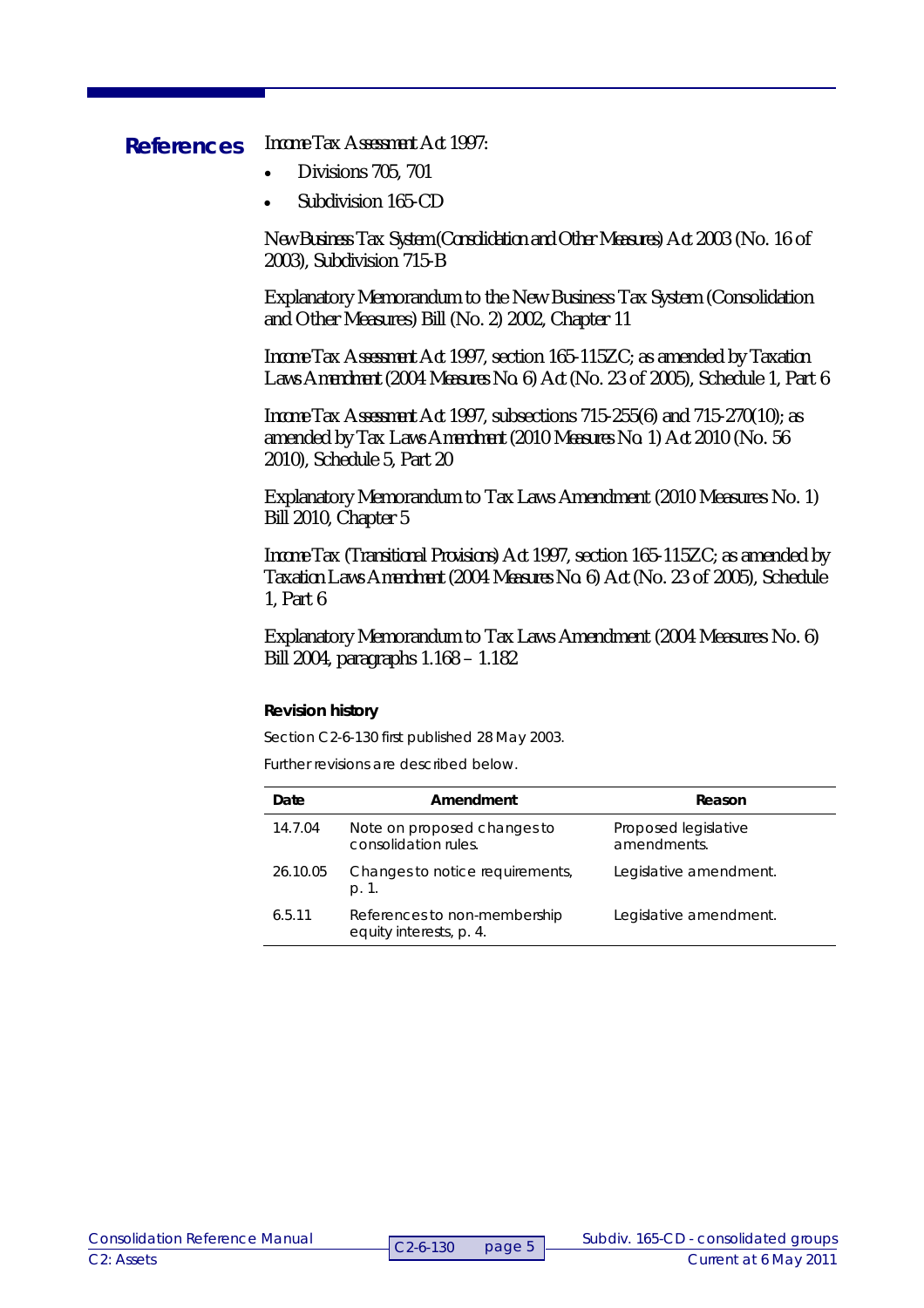## References

*Income Tax Assessment Act 1997*:

- Divisions 705, 701
- Subdivision 165-CD

*New Business Tax System (Consolidation and Other Measures) Act 2003* (No. 16 of 2003), Subdivision 715-B

Explanatory Memorandum to the New Business Tax System (Consolidation and Other Measures) Bill (No. 2) 2002, Chapter 11

*Income Tax Assessment Act 1997*, section 165-115ZC; as amended by *Taxation Laws Amendment (2004 Measures No. 6) Act* (No. 23 of 2005), Schedule 1, Part 6

*Income Tax Assessment Act 1997*, subsections 715-255(6) and 715-270(10); as amended by *Tax Laws Amendment (2010 Measures No. 1) Act 2010* (No. 56 2010), Schedule 5, Part 20

Explanatory Memorandum to Tax Laws Amendment (2010 Measures No. 1) Bill 2010, Chapter 5

*Income Tax (Transitional Provisions) Act 1997*, section 165-115ZC; as amended by *Taxation Laws Amendment (2004 Measures No. 6) Act* (No. 23 of 2005), Schedule 1, Part 6

Explanatory Memorandum to Tax Laws Amendment (2004 Measures No. 6) Bill 2004, paragraphs 1.168 – 1.182

**Revision history**

Section C2-6-130 first published 28 May 2003.

Further revisions are described below.

| Date | Amendment | Reason |
|---|---|---|
| 14.7.04 | Note on proposed changes to consolidation rules. | Proposed legislative amendments. |
| 26.10.05 | Changes to notice requirements, p. 1. | Legislative amendment. |
| 6.5.11 | References to non-membership equity interests, p. 4. | Legislative amendment. |